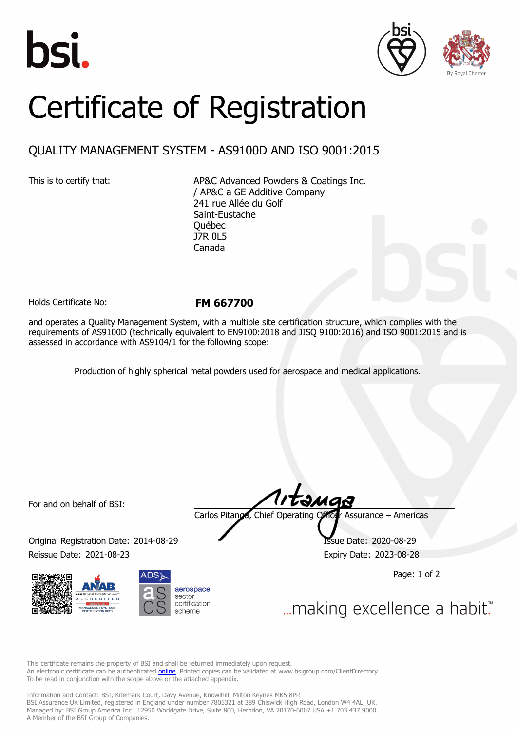# Certificate of Registration

## QUALITY MANAGEMENT SYSTEM - AS9100D AND ISO 9001:2015

This is to certify that:

AP&C Advanced Powders & Coatings Inc.
/ AP&C a GE Additive Company
241 rue Allée du Golf
Saint-Eustache
Québec
J7R 0L5
Canada

Holds Certificate No: **FM 667700**

and operates a Quality Management System, with a multiple site certification structure, which complies with the requirements of AS9100D (technically equivalent to EN9100:2018 and JISQ 9100:2016) and ISO 9001:2015 and is assessed in accordance with AS9104/1 for the following scope:

Production of highly spherical metal powders used for aerospace and medical applications.

For and on behalf of BSI:

Carlos Pitanga, Chief Operating Officer Assurance – Americas

Original Registration Date: 2014-08-29

Issue Date: 2020-08-29

Reissue Date: 2021-08-23

Expiry Date: 2023-08-28

aerospace sector certification scheme

...making excellence a habit.™

This certificate remains the property of BSI and shall be returned immediately upon request.
An electronic certificate can be authenticated online. Printed copies can be validated at www.bsigroup.com/ClientDirectory
To be read in conjunction with the scope above or the attached appendix.

Information and Contact: BSI, Kitemark Court, Davy Avenue, Knowlhill, Milton Keynes MK5 8PP.
BSI Assurance UK Limited, registered in England under number 7805321 at 389 Chiswick High Road, London W4 4AL, UK.
Managed by: BSI Group America Inc., 12950 Worldgate Drive, Suite 800, Herndon, VA 20170-6007 USA +1 703 437 9000
A Member of the BSI Group of Companies.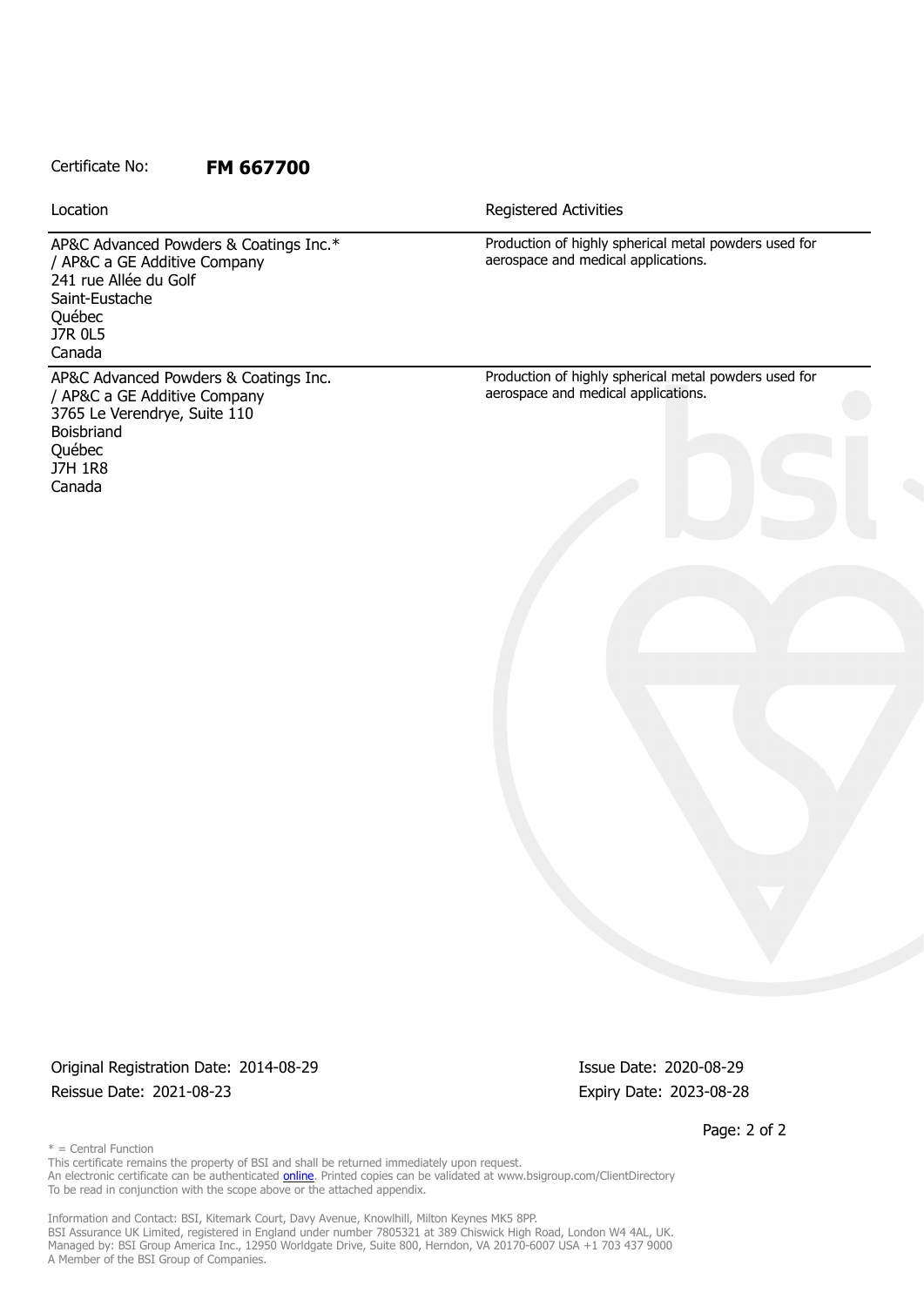Certificate No: **FM 667700**

| Location | Registered Activities |
| --- | --- |
| AP&C Advanced Powders & Coatings Inc.* / AP&C a GE Additive Company<br>241 rue Allée du Golf<br>Saint-Eustache<br>Québec<br>J7R 0L5<br>Canada | Production of highly spherical metal powders used for aerospace and medical applications. |
| AP&C Advanced Powders & Coatings Inc. / AP&C a GE Additive Company<br>3765 Le Verendrye, Suite 110<br>Boisbriand<br>Québec<br>J7H 1R8<br>Canada | Production of highly spherical metal powders used for aerospace and medical applications. |

Original Registration Date: 2014-08-29

Reissue Date: 2021-08-23

Issue Date: 2020-08-29

Expiry Date: 2023-08-28

* = Central Function

This certificate remains the property of BSI and shall be returned immediately upon request.
An electronic certificate can be authenticated online. Printed copies can be validated at www.bsigroup.com/ClientDirectory
To be read in conjunction with the scope above or the attached appendix.

Information and Contact: BSI, Kitemark Court, Davy Avenue, Knowlhill, Milton Keynes MK5 8PP.
BSI Assurance UK Limited, registered in England under number 7805321 at 389 Chiswick High Road, London W4 4AL, UK.
Managed by: BSI Group America Inc., 12950 Worldgate Drive, Suite 800, Herndon, VA 20170-6007 USA +1 703 437 9000
A Member of the BSI Group of Companies.